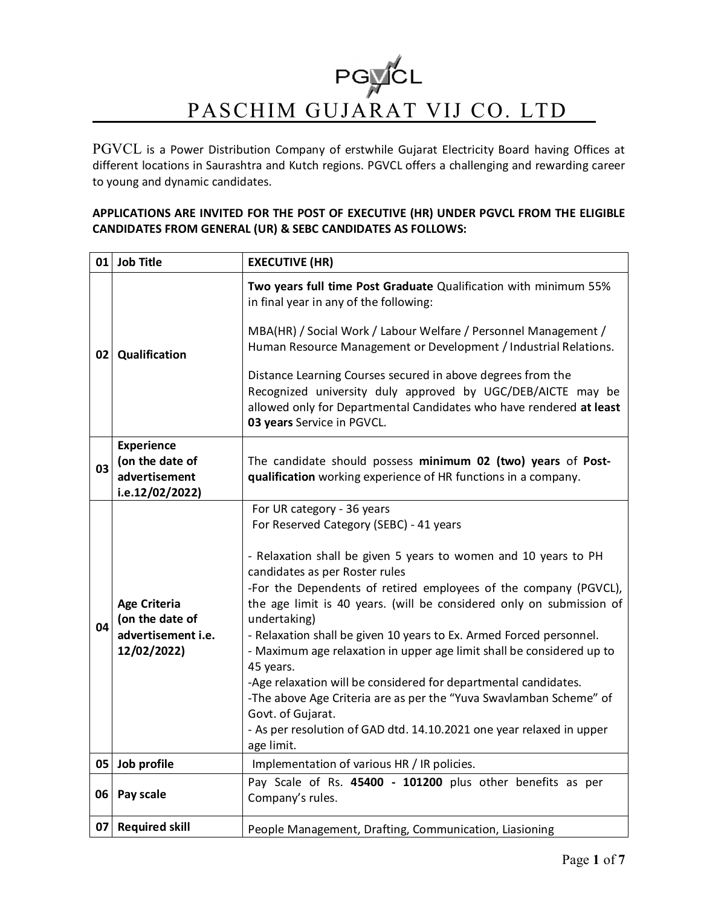# PGVCL

# PASCHIM GUJARAT VIJ CO. LTD

PGVCL is a Power Distribution Company of erstwhile Gujarat Electricity Board having Offices at different locations in Saurashtra and Kutch regions. PGVCL offers a challenging and rewarding career to young and dynamic candidates.

**APPLICATIONS ARE INVITED FOR THE POST OF EXECUTIVE (HR) UNDER PGVCL FROM THE ELIGIBLE CANDIDATES FROM GENERAL (UR) & SEBC CANDIDATES AS FOLLOWS:**

| | | |
|---|---|---|
| 01 | **Job Title** | **EXECUTIVE (HR)** |
| 02 | **Qualification** | **Two years full time Post Graduate** Qualification with minimum 55% in final year in any of the following:<br><br>MBA(HR) / Social Work / Labour Welfare / Personnel Management / Human Resource Management or Development / Industrial Relations.<br><br>Distance Learning Courses secured in above degrees from the Recognized university duly approved by UGC/DEB/AICTE may be allowed only for Departmental Candidates who have rendered **at least 03 years** Service in PGVCL. |
| 03 | **Experience (on the date of advertisement i.e.12/02/2022)** | The candidate should possess **minimum 02 (two) years** of **Post-qualification** working experience of HR functions in a company. |
| 04 | **Age Criteria (on the date of advertisement i.e. 12/02/2022)** | For UR category - 36 years<br>For Reserved Category (SEBC) - 41 years<br><br>- Relaxation shall be given 5 years to women and 10 years to PH candidates as per Roster rules<br>-For the Dependents of retired employees of the company (PGVCL), the age limit is 40 years. (will be considered only on submission of undertaking)<br>- Relaxation shall be given 10 years to Ex. Armed Forced personnel.<br>- Maximum age relaxation in upper age limit shall be considered up to 45 years.<br>-Age relaxation will be considered for departmental candidates.<br>-The above Age Criteria are as per the "Yuva Swavlamban Scheme" of Govt. of Gujarat.<br>- As per resolution of GAD dtd. 14.10.2021 one year relaxed in upper age limit. |
| 05 | **Job profile** | Implementation of various HR / IR policies. |
| 06 | **Pay scale** | Pay Scale of Rs. **45400 - 101200** plus other benefits as per Company's rules. |
| 07 | **Required skill** | People Management, Drafting, Communication, Liasioning |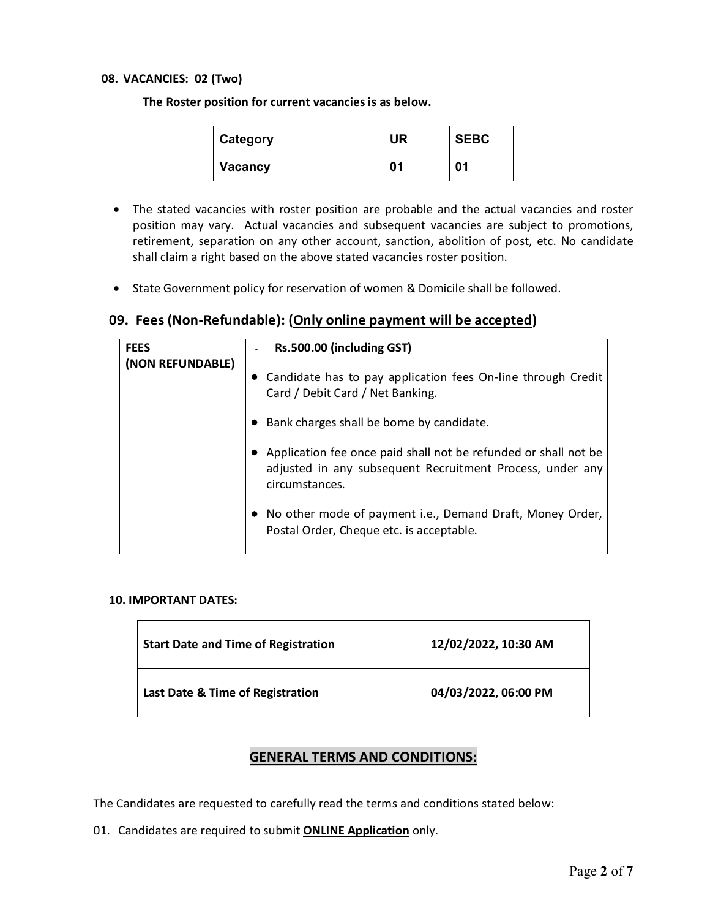**08. VACANCIES: 02 (Two)**

**The Roster position for current vacancies is as below.**

| Category | UR | SEBC |
|---|---|---|
| Vacancy | 01 | 01 |

- The stated vacancies with roster position are probable and the actual vacancies and roster position may vary. Actual vacancies and subsequent vacancies are subject to promotions, retirement, separation on any other account, sanction, abolition of post, etc. No candidate shall claim a right based on the above stated vacancies roster position.
- State Government policy for reservation of women & Domicile shall be followed.

## 09. Fees (Non-Refundable): (Only online payment will be accepted)

| FEES (NON REFUNDABLE) | - **Rs.500.00 (including GST)**<br>• Candidate has to pay application fees On-line through Credit Card / Debit Card / Net Banking.<br>• Bank charges shall be borne by candidate.<br>• Application fee once paid shall not be refunded or shall not be adjusted in any subsequent Recruitment Process, under any circumstances.<br>• No other mode of payment i.e., Demand Draft, Money Order, Postal Order, Cheque etc. is acceptable. |
|---|---|

**10. IMPORTANT DATES:**

| Start Date and Time of Registration | 12/02/2022, 10:30 AM |
|---|---|
| **Last Date & Time of Registration** | **04/03/2022, 06:00 PM** |

## GENERAL TERMS AND CONDITIONS:

The Candidates are requested to carefully read the terms and conditions stated below:

01. Candidates are required to submit **ONLINE Application** only.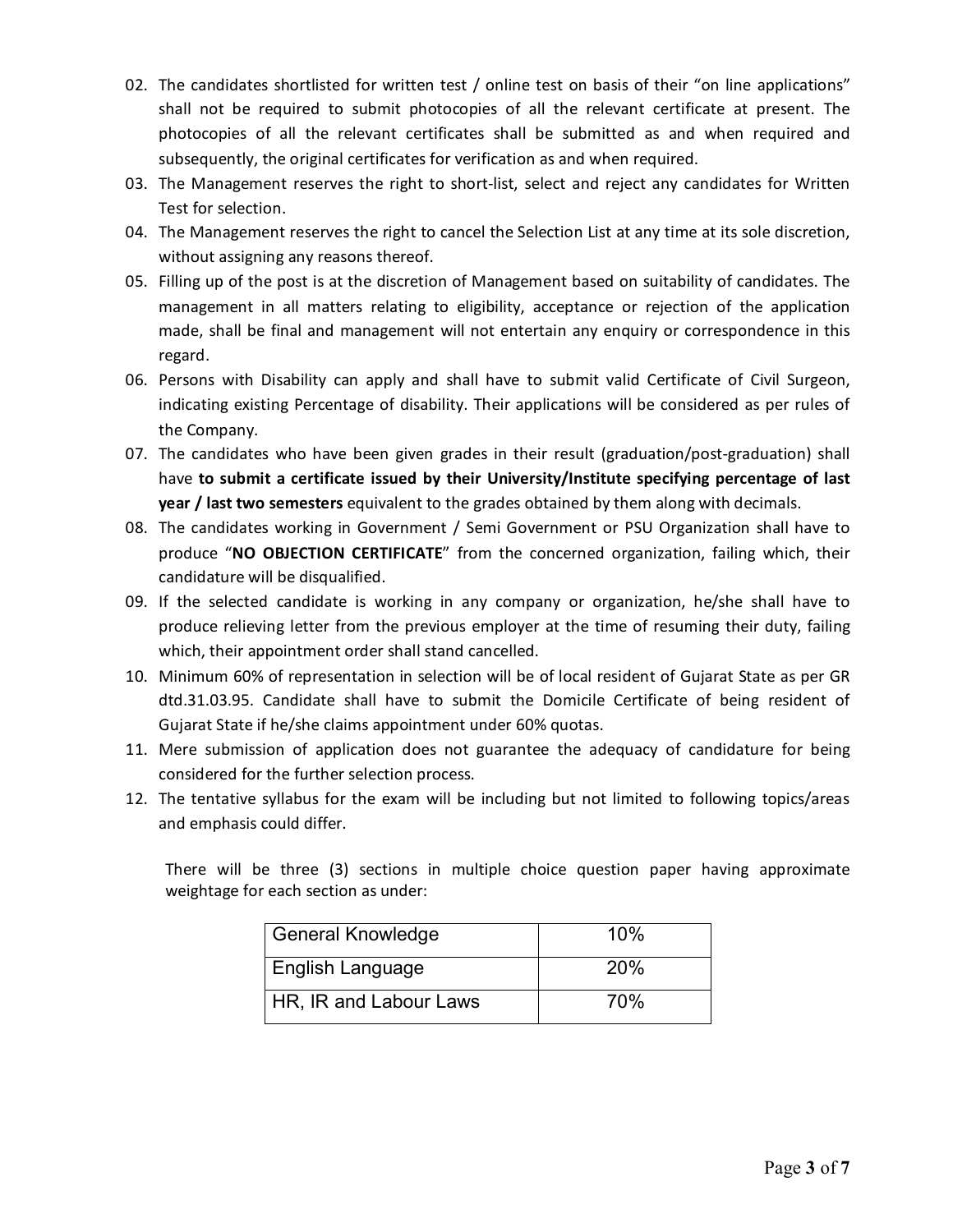02. The candidates shortlisted for written test / online test on basis of their "on line applications" shall not be required to submit photocopies of all the relevant certificate at present. The photocopies of all the relevant certificates shall be submitted as and when required and subsequently, the original certificates for verification as and when required.
03. The Management reserves the right to short-list, select and reject any candidates for Written Test for selection.
04. The Management reserves the right to cancel the Selection List at any time at its sole discretion, without assigning any reasons thereof.
05. Filling up of the post is at the discretion of Management based on suitability of candidates. The management in all matters relating to eligibility, acceptance or rejection of the application made, shall be final and management will not entertain any enquiry or correspondence in this regard.
06. Persons with Disability can apply and shall have to submit valid Certificate of Civil Surgeon, indicating existing Percentage of disability. Their applications will be considered as per rules of the Company.
07. The candidates who have been given grades in their result (graduation/post-graduation) shall have **to submit a certificate issued by their University/Institute specifying percentage of last year / last two semesters** equivalent to the grades obtained by them along with decimals.
08. The candidates working in Government / Semi Government or PSU Organization shall have to produce "**NO OBJECTION CERTIFICATE**" from the concerned organization, failing which, their candidature will be disqualified.
09. If the selected candidate is working in any company or organization, he/she shall have to produce relieving letter from the previous employer at the time of resuming their duty, failing which, their appointment order shall stand cancelled.
10. Minimum 60% of representation in selection will be of local resident of Gujarat State as per GR dtd.31.03.95. Candidate shall have to submit the Domicile Certificate of being resident of Gujarat State if he/she claims appointment under 60% quotas.
11. Mere submission of application does not guarantee the adequacy of candidature for being considered for the further selection process.
12. The tentative syllabus for the exam will be including but not limited to following topics/areas and emphasis could differ.

There will be three (3) sections in multiple choice question paper having approximate weightage for each section as under:

| Section | Weightage |
|---|---|
| General Knowledge | 10% |
| English Language | 20% |
| HR, IR and Labour Laws | 70% |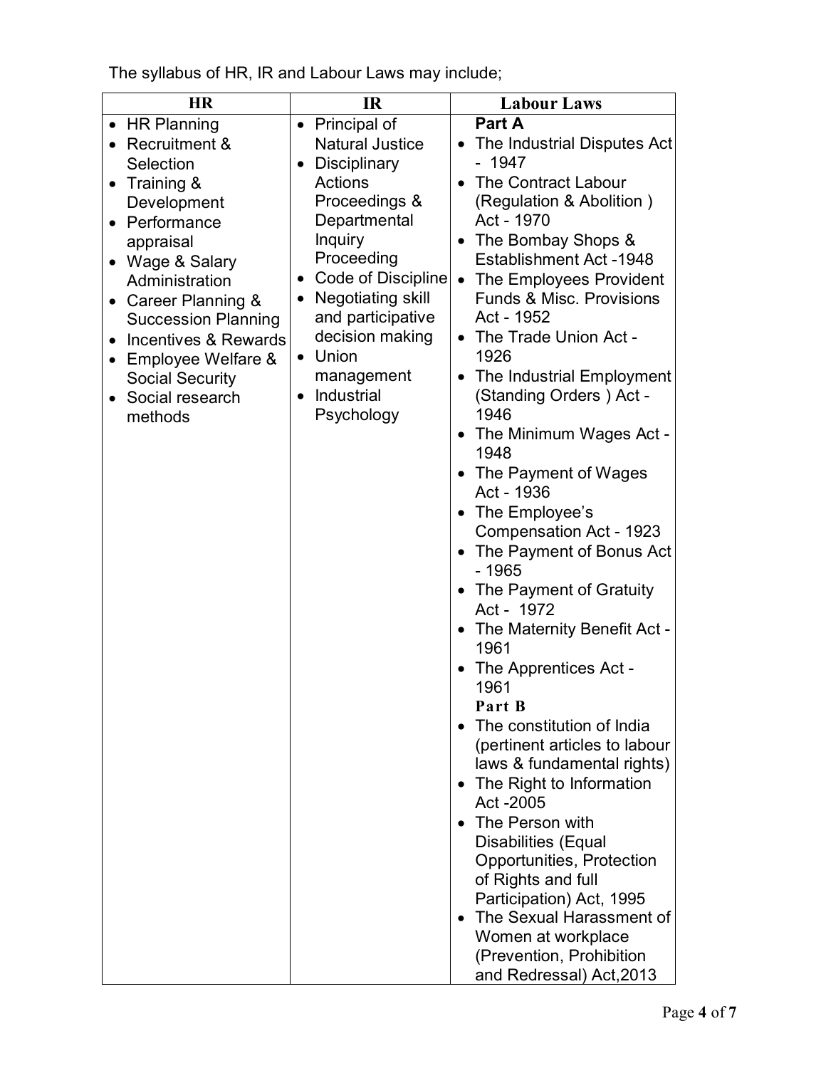The syllabus of HR, IR and Labour Laws may include;

| HR | IR | Labour Laws |
|---|---|---|
| • HR Planning<br>• Recruitment & Selection<br>• Training & Development<br>• Performance appraisal<br>• Wage & Salary Administration<br>• Career Planning & Succession Planning<br>• Incentives & Rewards<br>• Employee Welfare & Social Security<br>• Social research methods | • Principal of Natural Justice<br>• Disciplinary Actions Proceedings & Departmental Inquiry Proceeding<br>• Code of Discipline<br>• Negotiating skill and participative decision making<br>• Union management<br>• Industrial Psychology | **Part A**<br>• The Industrial Disputes Act - 1947<br>• The Contract Labour (Regulation & Abolition ) Act - 1970<br>• The Bombay Shops & Establishment Act -1948<br>• The Employees Provident Funds & Misc. Provisions Act - 1952<br>• The Trade Union Act - 1926<br>• The Industrial Employment (Standing Orders ) Act - 1946<br>• The Minimum Wages Act - 1948<br>• The Payment of Wages Act - 1936<br>• The Employee's Compensation Act - 1923<br>• The Payment of Bonus Act - 1965<br>• The Payment of Gratuity Act - 1972<br>• The Maternity Benefit Act - 1961<br>• The Apprentices Act - 1961<br>**Part B**<br>• The constitution of India (pertinent articles to labour laws & fundamental rights)<br>• The Right to Information Act -2005<br>• The Person with Disabilities (Equal Opportunities, Protection of Rights and full Participation) Act, 1995<br>• The Sexual Harassment of Women at workplace (Prevention, Prohibition and Redressal) Act,2013 |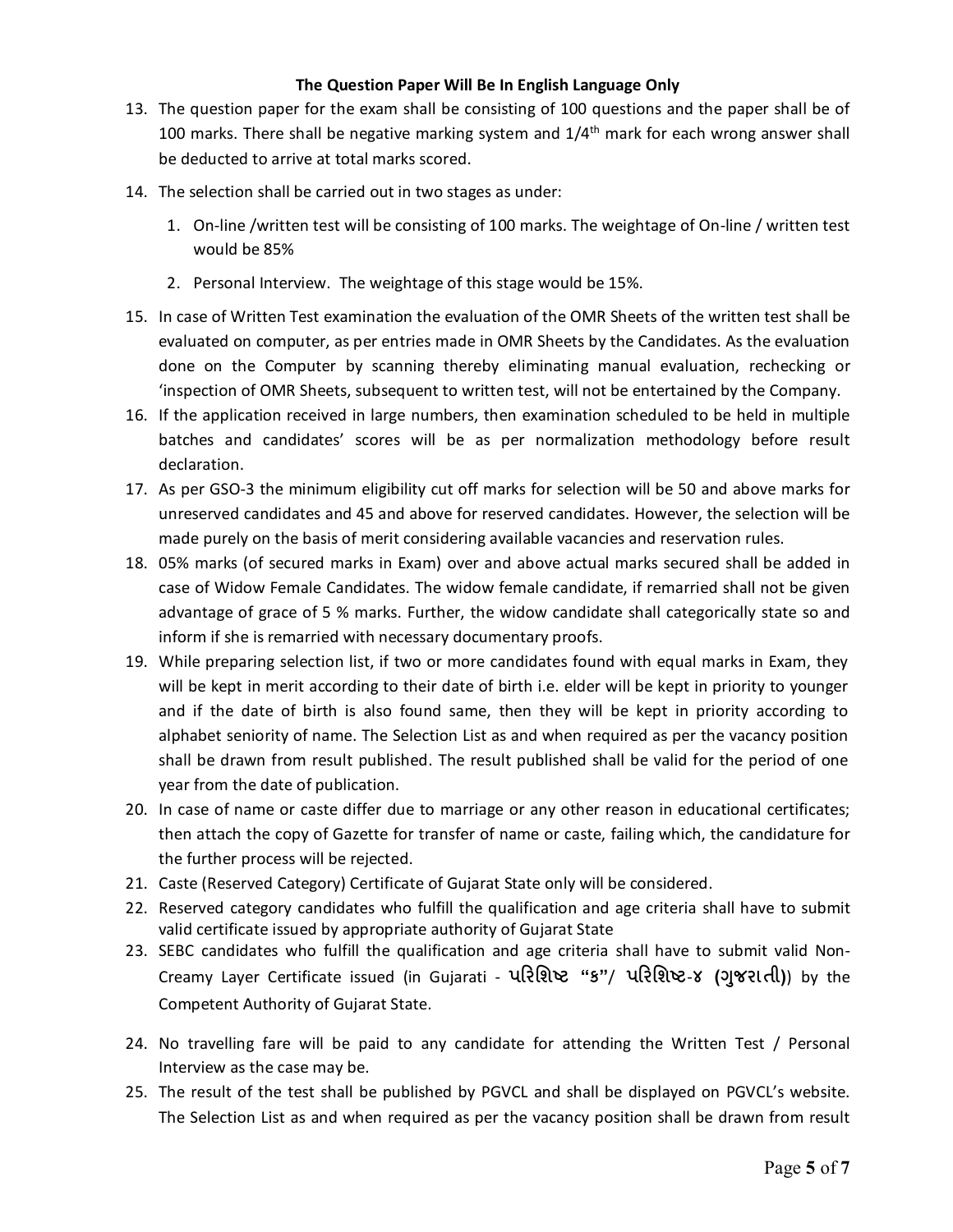**The Question Paper Will Be In English Language Only**

13. The question paper for the exam shall be consisting of 100 questions and the paper shall be of 100 marks. There shall be negative marking system and 1/4$^{th}$ mark for each wrong answer shall be deducted to arrive at total marks scored.
14. The selection shall be carried out in two stages as under:
    1. On-line /written test will be consisting of 100 marks. The weightage of On-line / written test would be 85%
    2. Personal Interview. The weightage of this stage would be 15%.
15. In case of Written Test examination the evaluation of the OMR Sheets of the written test shall be evaluated on computer, as per entries made in OMR Sheets by the Candidates. As the evaluation done on the Computer by scanning thereby eliminating manual evaluation, rechecking or 'inspection of OMR Sheets, subsequent to written test, will not be entertained by the Company.
16. If the application received in large numbers, then examination scheduled to be held in multiple batches and candidates' scores will be as per normalization methodology before result declaration.
17. As per GSO-3 the minimum eligibility cut off marks for selection will be 50 and above marks for unreserved candidates and 45 and above for reserved candidates. However, the selection will be made purely on the basis of merit considering available vacancies and reservation rules.
18. 05% marks (of secured marks in Exam) over and above actual marks secured shall be added in case of Widow Female Candidates. The widow female candidate, if remarried shall not be given advantage of grace of 5 % marks. Further, the widow candidate shall categorically state so and inform if she is remarried with necessary documentary proofs.
19. While preparing selection list, if two or more candidates found with equal marks in Exam, they will be kept in merit according to their date of birth i.e. elder will be kept in priority to younger and if the date of birth is also found same, then they will be kept in priority according to alphabet seniority of name. The Selection List as and when required as per the vacancy position shall be drawn from result published. The result published shall be valid for the period of one year from the date of publication.
20. In case of name or caste differ due to marriage or any other reason in educational certificates; then attach the copy of Gazette for transfer of name or caste, failing which, the candidature for the further process will be rejected.
21. Caste (Reserved Category) Certificate of Gujarat State only will be considered.
22. Reserved category candidates who fulfill the qualification and age criteria shall have to submit valid certificate issued by appropriate authority of Gujarat State
23. SEBC candidates who fulfill the qualification and age criteria shall have to submit valid Non-Creamy Layer Certificate issued (in Gujarati - **પરિશિષ્ટ "ક"/ પરિશિષ્ટ-૪ (ગુજરાતી)**) by the Competent Authority of Gujarat State.
24. No travelling fare will be paid to any candidate for attending the Written Test / Personal Interview as the case may be.
25. The result of the test shall be published by PGVCL and shall be displayed on PGVCL's website. The Selection List as and when required as per the vacancy position shall be drawn from result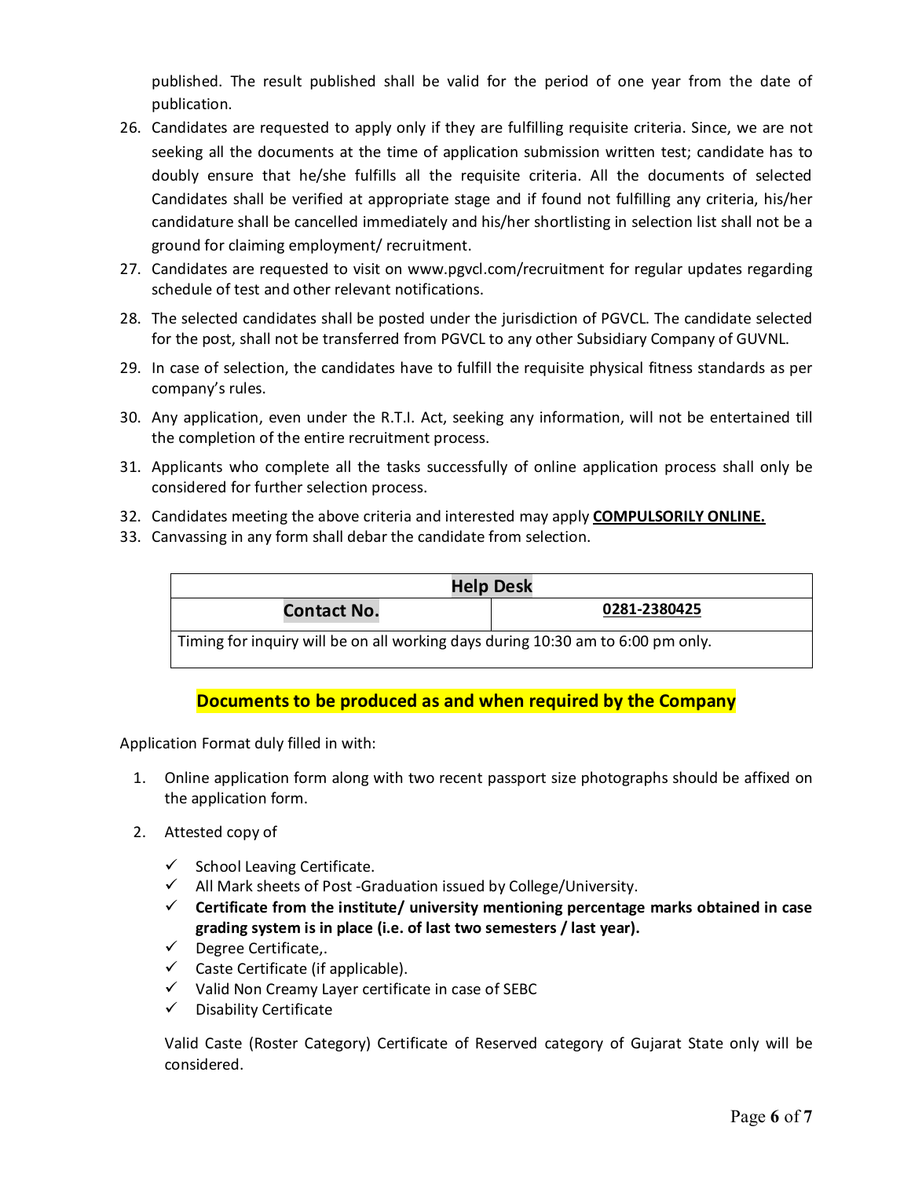published. The result published shall be valid for the period of one year from the date of publication.

26. Candidates are requested to apply only if they are fulfilling requisite criteria. Since, we are not seeking all the documents at the time of application submission written test; candidate has to doubly ensure that he/she fulfills all the requisite criteria. All the documents of selected Candidates shall be verified at appropriate stage and if found not fulfilling any criteria, his/her candidature shall be cancelled immediately and his/her shortlisting in selection list shall not be a ground for claiming employment/ recruitment.
27. Candidates are requested to visit on www.pgvcl.com/recruitment for regular updates regarding schedule of test and other relevant notifications.
28. The selected candidates shall be posted under the jurisdiction of PGVCL. The candidate selected for the post, shall not be transferred from PGVCL to any other Subsidiary Company of GUVNL.
29. In case of selection, the candidates have to fulfill the requisite physical fitness standards as per company's rules.
30. Any application, even under the R.T.I. Act, seeking any information, will not be entertained till the completion of the entire recruitment process.
31. Applicants who complete all the tasks successfully of online application process shall only be considered for further selection process.
32. Candidates meeting the above criteria and interested may apply **COMPULSORILY ONLINE.**
33. Canvassing in any form shall debar the candidate from selection.

| **Help Desk** | |
|---|---|
| **Contact No.** | **0281-2380425** |
| Timing for inquiry will be on all working days during 10:30 am to 6:00 pm only. | |

## Documents to be produced as and when required by the Company

Application Format duly filled in with:

1. Online application form along with two recent passport size photographs should be affixed on the application form.
2. Attested copy of
   - ✓ School Leaving Certificate.
   - ✓ All Mark sheets of Post -Graduation issued by College/University.
   - ✓ **Certificate from the institute/ university mentioning percentage marks obtained in case grading system is in place (i.e. of last two semesters / last year).**
   - ✓ Degree Certificate,.
   - ✓ Caste Certificate (if applicable).
   - ✓ Valid Non Creamy Layer certificate in case of SEBC
   - ✓ Disability Certificate

   Valid Caste (Roster Category) Certificate of Reserved category of Gujarat State only will be considered.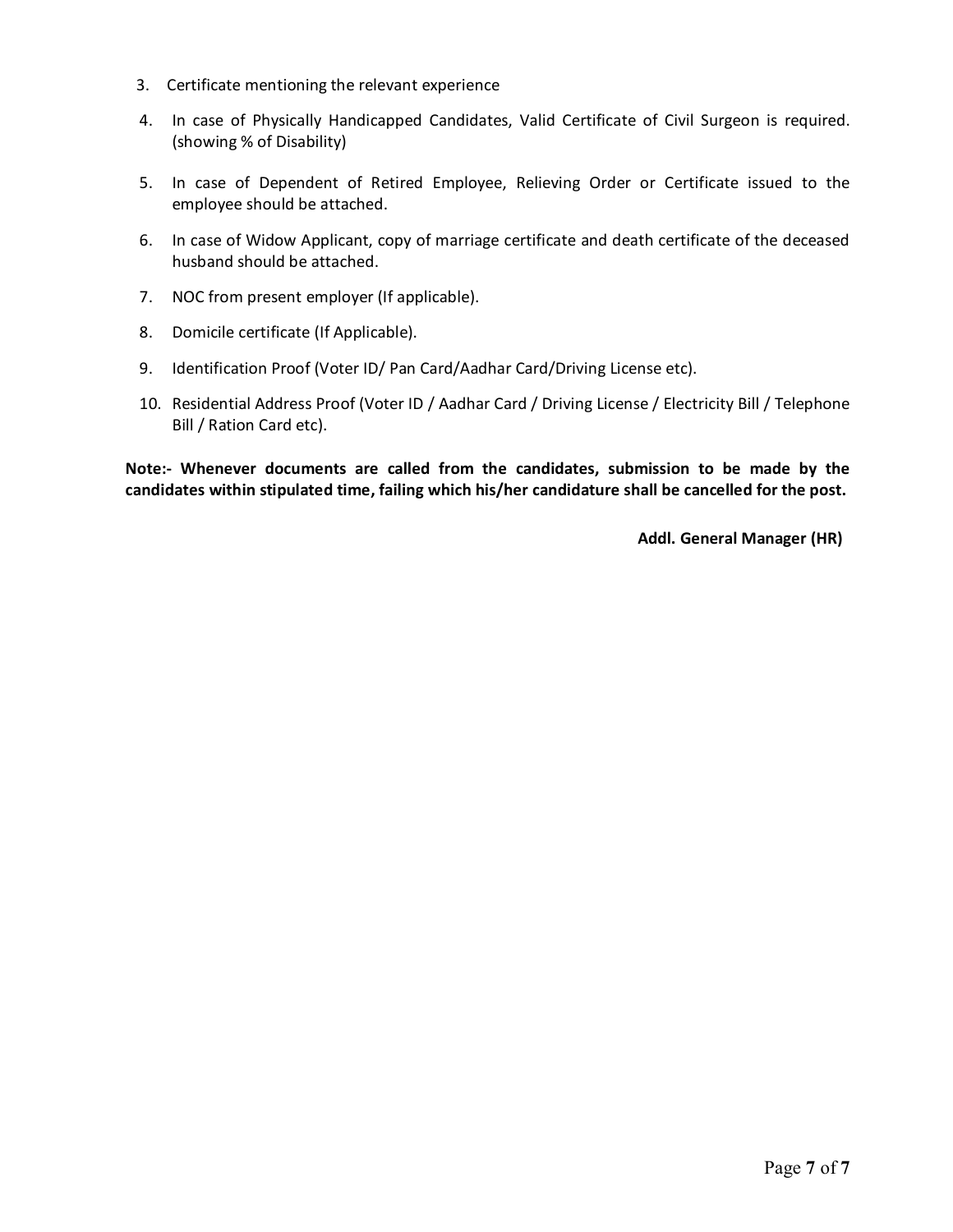3. Certificate mentioning the relevant experience
4. In case of Physically Handicapped Candidates, Valid Certificate of Civil Surgeon is required. (showing % of Disability)
5. In case of Dependent of Retired Employee, Relieving Order or Certificate issued to the employee should be attached.
6. In case of Widow Applicant, copy of marriage certificate and death certificate of the deceased husband should be attached.
7. NOC from present employer (If applicable).
8. Domicile certificate (If Applicable).
9. Identification Proof (Voter ID/ Pan Card/Aadhar Card/Driving License etc).
10. Residential Address Proof (Voter ID / Aadhar Card / Driving License / Electricity Bill / Telephone Bill / Ration Card etc).

**Note:- Whenever documents are called from the candidates, submission to be made by the candidates within stipulated time, failing which his/her candidature shall be cancelled for the post.**

**Addl. General Manager (HR)**